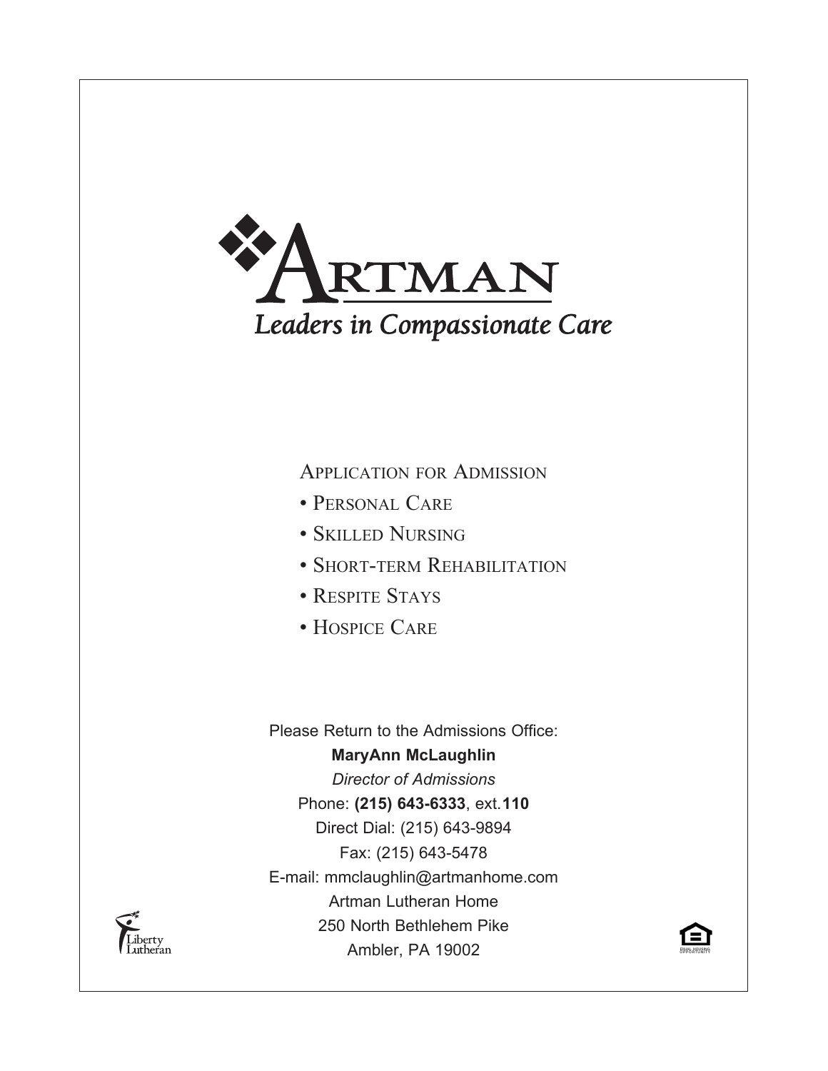# ARTMAN

*Leaders in Compassionate Care*

## Application for Admission

- Personal Care
- Skilled Nursing
- Short-term Rehabilitation
- Respite Stays
- Hospice Care

Please Return to the Admissions Office:

**MaryAnn McLaughlin**

*Director of Admissions*

Phone: **(215) 643-6333**, ext.**110**

Direct Dial: (215) 643-9894

Fax: (215) 643-5478

E-mail: mmclaughlin@artmanhome.com

Artman Lutheran Home

250 North Bethlehem Pike

Ambler, PA 19002

Liberty Lutheran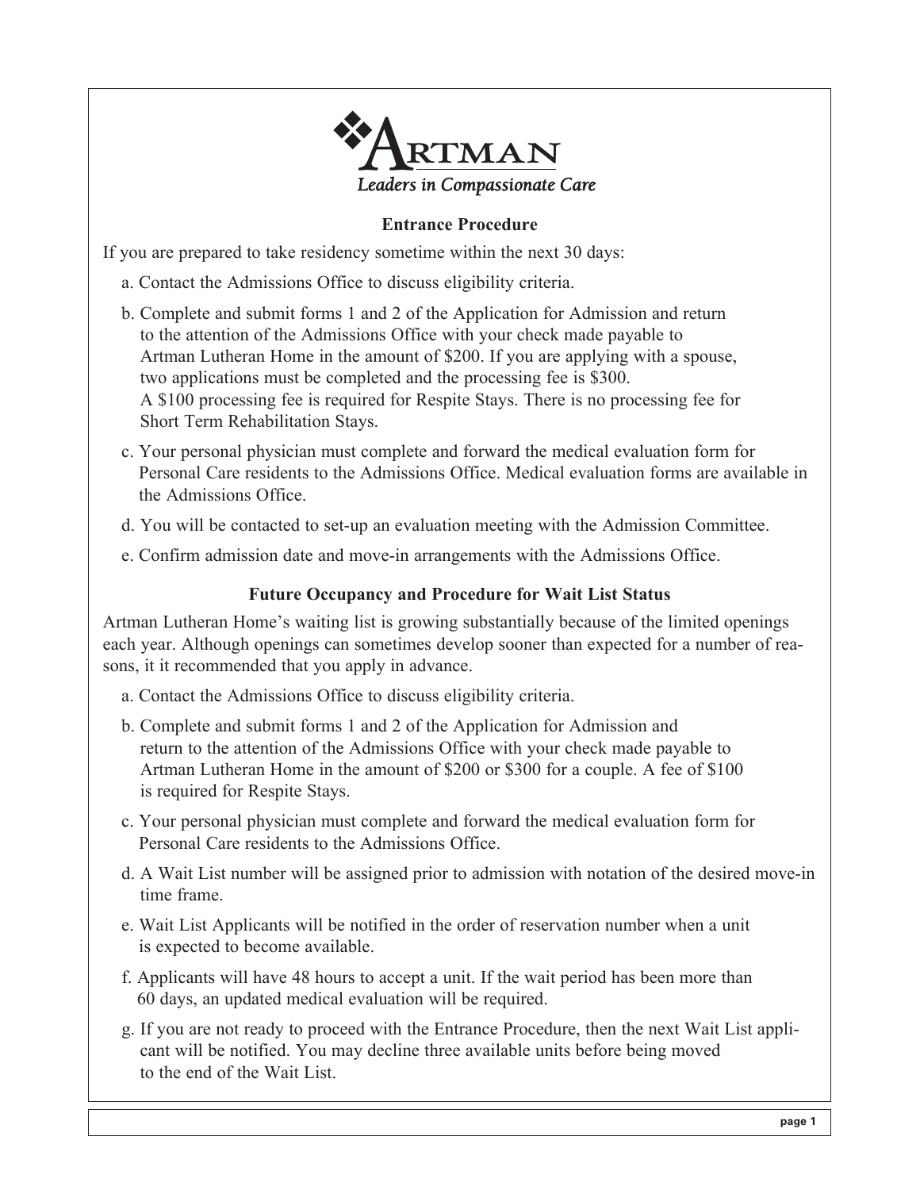**ARTMAN**

*Leaders in Compassionate Care*

## Entrance Procedure

If you are prepared to take residency sometime within the next 30 days:

a. Contact the Admissions Office to discuss eligibility criteria.

b. Complete and submit forms 1 and 2 of the Application for Admission and return to the attention of the Admissions Office with your check made payable to Artman Lutheran Home in the amount of $200. If you are applying with a spouse, two applications must be completed and the processing fee is $300. A $100 processing fee is required for Respite Stays. There is no processing fee for Short Term Rehabilitation Stays.

c. Your personal physician must complete and forward the medical evaluation form for Personal Care residents to the Admissions Office. Medical evaluation forms are available in the Admissions Office.

d. You will be contacted to set-up an evaluation meeting with the Admission Committee.

e. Confirm admission date and move-in arrangements with the Admissions Office.

## Future Occupancy and Procedure for Wait List Status

Artman Lutheran Home's waiting list is growing substantially because of the limited openings each year. Although openings can sometimes develop sooner than expected for a number of reasons, it it recommended that you apply in advance.

a. Contact the Admissions Office to discuss eligibility criteria.

b. Complete and submit forms 1 and 2 of the Application for Admission and return to the attention of the Admissions Office with your check made payable to Artman Lutheran Home in the amount of $200 or $300 for a couple. A fee of $100 is required for Respite Stays.

c. Your personal physician must complete and forward the medical evaluation form for Personal Care residents to the Admissions Office.

d. A Wait List number will be assigned prior to admission with notation of the desired move-in time frame.

e. Wait List Applicants will be notified in the order of reservation number when a unit is expected to become available.

f. Applicants will have 48 hours to accept a unit. If the wait period has been more than 60 days, an updated medical evaluation will be required.

g. If you are not ready to proceed with the Entrance Procedure, then the next Wait List applicant will be notified. You may decline three available units before being moved to the end of the Wait List.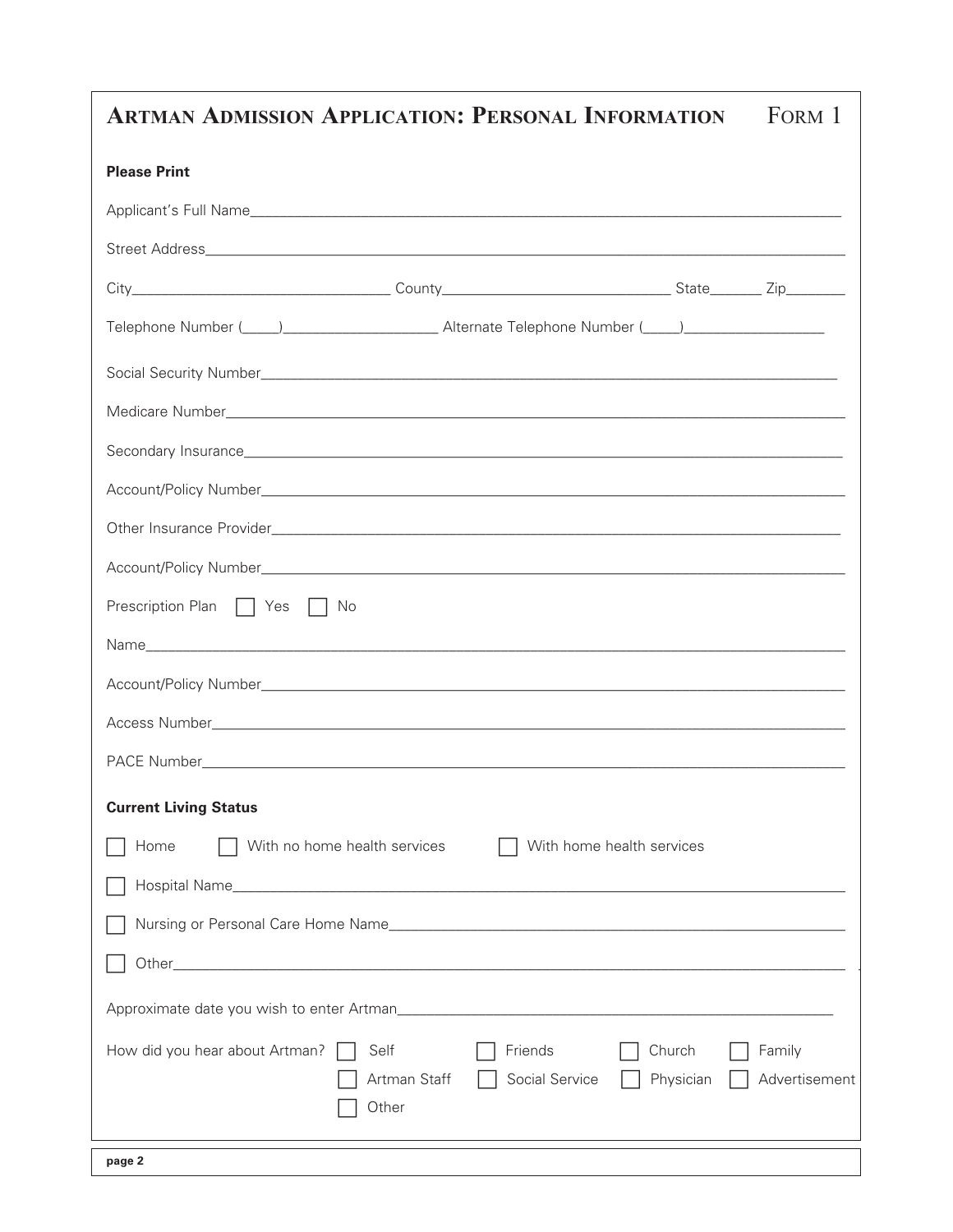# Artman Admission Application: Personal Information — Form 1

**Please Print**

Applicant's Full Name\_\_\_\_\_\_\_\_\_\_\_\_\_\_\_\_\_\_\_\_\_\_\_\_\_\_\_\_\_\_\_\_\_\_\_\_\_\_\_\_

Street Address\_\_\_\_\_\_\_\_\_\_\_\_\_\_\_\_\_\_\_\_\_\_\_\_\_\_\_\_\_\_\_\_\_\_\_\_\_\_\_\_

City\_\_\_\_\_\_\_\_\_\_\_\_\_\_\_\_ County\_\_\_\_\_\_\_\_\_\_\_\_\_\_\_\_ State\_\_\_\_\_\_ Zip\_\_\_\_\_\_

Telephone Number (\_\_\_\_)\_\_\_\_\_\_\_\_\_\_\_\_\_\_\_\_ Alternate Telephone Number (\_\_\_\_)\_\_\_\_\_\_\_\_\_\_\_\_\_\_\_\_

Social Security Number\_\_\_\_\_\_\_\_\_\_\_\_\_\_\_\_\_\_\_\_\_\_\_\_\_\_\_\_\_\_\_\_\_\_\_\_\_\_\_\_

Medicare Number\_\_\_\_\_\_\_\_\_\_\_\_\_\_\_\_\_\_\_\_\_\_\_\_\_\_\_\_\_\_\_\_\_\_\_\_\_\_\_\_

Secondary Insurance\_\_\_\_\_\_\_\_\_\_\_\_\_\_\_\_\_\_\_\_\_\_\_\_\_\_\_\_\_\_\_\_\_\_\_\_\_\_\_\_

Account/Policy Number\_\_\_\_\_\_\_\_\_\_\_\_\_\_\_\_\_\_\_\_\_\_\_\_\_\_\_\_\_\_\_\_\_\_\_\_\_\_\_\_

Other Insurance Provider\_\_\_\_\_\_\_\_\_\_\_\_\_\_\_\_\_\_\_\_\_\_\_\_\_\_\_\_\_\_\_\_\_\_\_\_\_\_\_\_

Account/Policy Number\_\_\_\_\_\_\_\_\_\_\_\_\_\_\_\_\_\_\_\_\_\_\_\_\_\_\_\_\_\_\_\_\_\_\_\_\_\_\_\_

Prescription Plan ☐ Yes ☐ No

Name\_\_\_\_\_\_\_\_\_\_\_\_\_\_\_\_\_\_\_\_\_\_\_\_\_\_\_\_\_\_\_\_\_\_\_\_\_\_\_\_

Account/Policy Number\_\_\_\_\_\_\_\_\_\_\_\_\_\_\_\_\_\_\_\_\_\_\_\_\_\_\_\_\_\_\_\_\_\_\_\_\_\_\_\_

Access Number\_\_\_\_\_\_\_\_\_\_\_\_\_\_\_\_\_\_\_\_\_\_\_\_\_\_\_\_\_\_\_\_\_\_\_\_\_\_\_\_

PACE Number\_\_\_\_\_\_\_\_\_\_\_\_\_\_\_\_\_\_\_\_\_\_\_\_\_\_\_\_\_\_\_\_\_\_\_\_\_\_\_\_

**Current Living Status**

☐ Home ☐ With no home health services ☐ With home health services

☐ Hospital Name\_\_\_\_\_\_\_\_\_\_\_\_\_\_\_\_\_\_\_\_\_\_\_\_\_\_\_\_\_\_\_\_\_\_\_\_\_\_\_\_

☐ Nursing or Personal Care Home Name\_\_\_\_\_\_\_\_\_\_\_\_\_\_\_\_\_\_\_\_\_\_\_\_\_\_\_\_\_\_\_\_

☐ Other\_\_\_\_\_\_\_\_\_\_\_\_\_\_\_\_\_\_\_\_\_\_\_\_\_\_\_\_\_\_\_\_\_\_\_\_\_\_\_\_

Approximate date you wish to enter Artman\_\_\_\_\_\_\_\_\_\_\_\_\_\_\_\_\_\_\_\_\_\_\_\_\_\_\_\_\_\_\_\_

How did you hear about Artman?
☐ Self ☐ Friends ☐ Church ☐ Family
☐ Artman Staff ☐ Social Service ☐ Physician ☐ Advertisement
☐ Other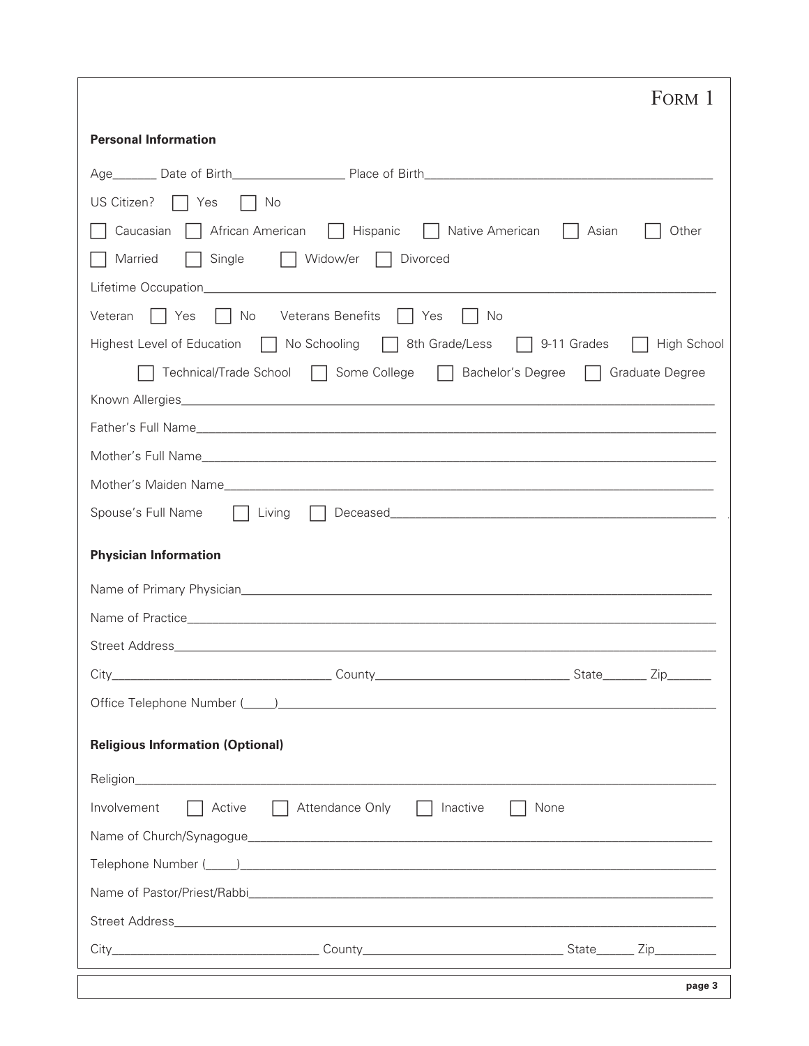# Form 1

## Personal Information

Age______ Date of Birth________________ Place of Birth__________________________________________

US Citizen? ☐ Yes ☐ No

☐ Caucasian ☐ African American ☐ Hispanic ☐ Native American ☐ Asian ☐ Other

☐ Married ☐ Single ☐ Widow/er ☐ Divorced

Lifetime Occupation____________________________________________________________________________

Veteran ☐ Yes ☐ No Veterans Benefits ☐ Yes ☐ No

Highest Level of Education ☐ No Schooling ☐ 8th Grade/Less ☐ 9-11 Grades ☐ High School

☐ Technical/Trade School ☐ Some College ☐ Bachelor's Degree ☐ Graduate Degree

Known Allergies________________________________________________________________________________

Father's Full Name_____________________________________________________________________________

Mother's Full Name____________________________________________________________________________

Mother's Maiden Name__________________________________________________________________________

Spouse's Full Name ☐ Living ☐ Deceased_______________________________________________

## Physician Information

Name of Primary Physician______________________________________________________________________

Name of Practice_______________________________________________________________________________

Street Address_________________________________________________________________________________

City________________________________ County____________________________ State______ Zip______

Office Telephone Number (____)_______________________________________________________________

## Religious Information (Optional)

Religion_______________________________________________________________________________________

Involvement ☐ Active ☐ Attendance Only ☐ Inactive ☐ None

Name of Church/Synagogue_______________________________________________________________________

Telephone Number (____)_______________________________________________________________________

Name of Pastor/Priest/Rabbi_____________________________________________________________________

Street Address_________________________________________________________________________________

City______________________________ County______________________________ State_____ Zip_________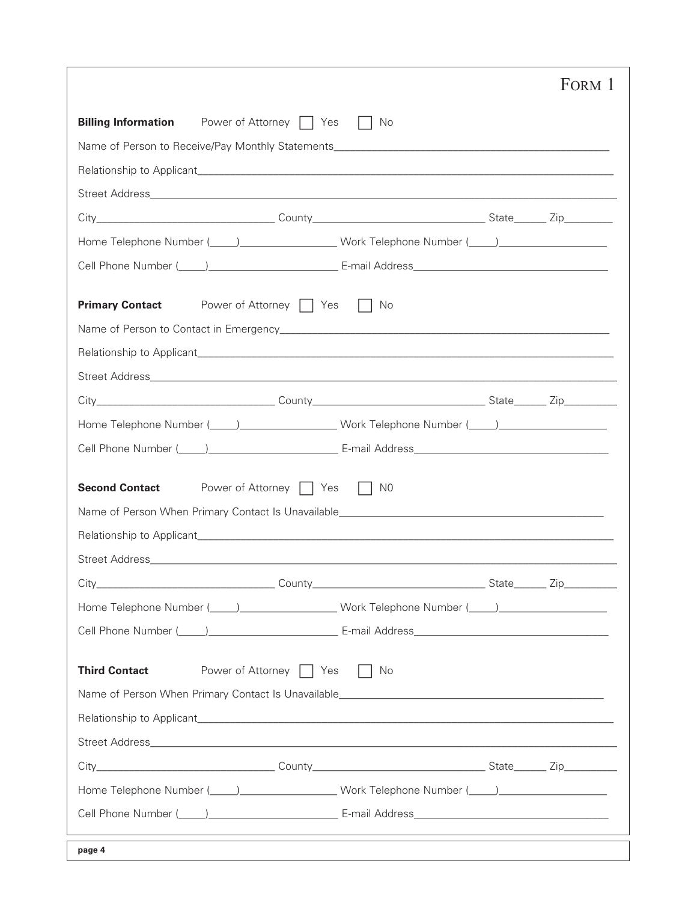# FORM 1

**Billing Information** Power of Attorney ☐ Yes ☐ No

Name of Person to Receive/Pay Monthly Statements_______________________________________________

Relationship to Applicant_______________________________________________________________________

Street Address_________________________________________________________________________________

City_______________________________ County_____________________________ State______ Zip________

Home Telephone Number (_____)_________________ Work Telephone Number (_____)___________________

Cell Phone Number (_____)______________________ E-mail Address__________________________________

**Primary Contact** Power of Attorney ☐ Yes ☐ No

Name of Person to Contact in Emergency_________________________________________________________

Relationship to Applicant_______________________________________________________________________

Street Address_________________________________________________________________________________

City_______________________________ County_____________________________ State______ Zip_________

Home Telephone Number (_____)_________________ Work Telephone Number (_____)___________________

Cell Phone Number (_____)______________________ E-mail Address__________________________________

**Second Contact** Power of Attorney ☐ Yes ☐ N0

Name of Person When Primary Contact Is Unavailable______________________________________________

Relationship to Applicant_______________________________________________________________________

Street Address_________________________________________________________________________________

City_______________________________ County_____________________________ State______ Zip_________

Home Telephone Number (_____)_________________ Work Telephone Number (_____)___________________

Cell Phone Number (_____)______________________ E-mail Address__________________________________

**Third Contact** Power of Attorney ☐ Yes ☐ No

Name of Person When Primary Contact Is Unavailable______________________________________________

Relationship to Applicant_______________________________________________________________________

Street Address_________________________________________________________________________________

City_______________________________ County_____________________________ State______ Zip_________

Home Telephone Number (_____)_________________ Work Telephone Number (_____)___________________

Cell Phone Number (_____)______________________ E-mail Address__________________________________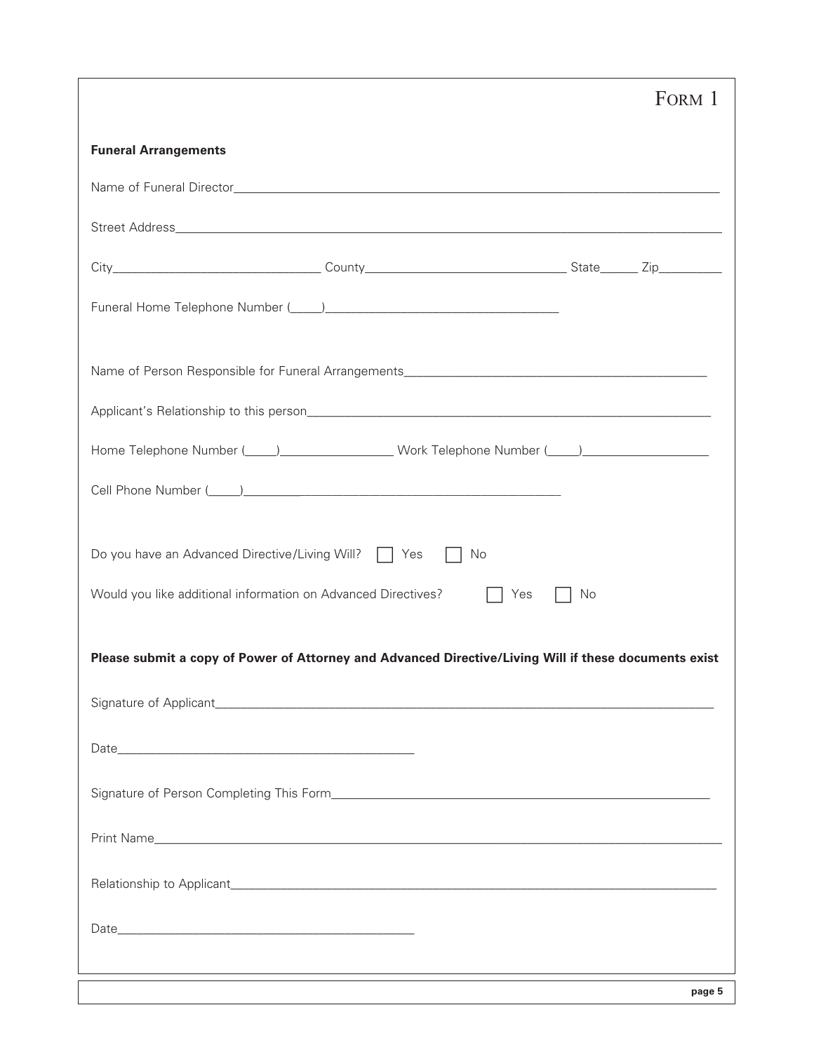# Form 1

**Funeral Arrangements**

Name of Funeral Director_______________________________________________

Street Address_______________________________________________

City_______________________ County_______________________ State______ Zip_________

Funeral Home Telephone Number (_____)_________________________

Name of Person Responsible for Funeral Arrangements_________________________________

Applicant's Relationship to this person_________________________________

Home Telephone Number (_____)_______________ Work Telephone Number (_____)_______________

Cell Phone Number (_____)_________________________

Do you have an Advanced Directive/Living Will? ☐ Yes ☐ No

Would you like additional information on Advanced Directives? ☐ Yes ☐ No

**Please submit a copy of Power of Attorney and Advanced Directive/Living Will if these documents exist**

Signature of Applicant_______________________________________________

Date_________________________

Signature of Person Completing This Form_________________________________

Print Name_______________________________________________

Relationship to Applicant_______________________________________________

Date_________________________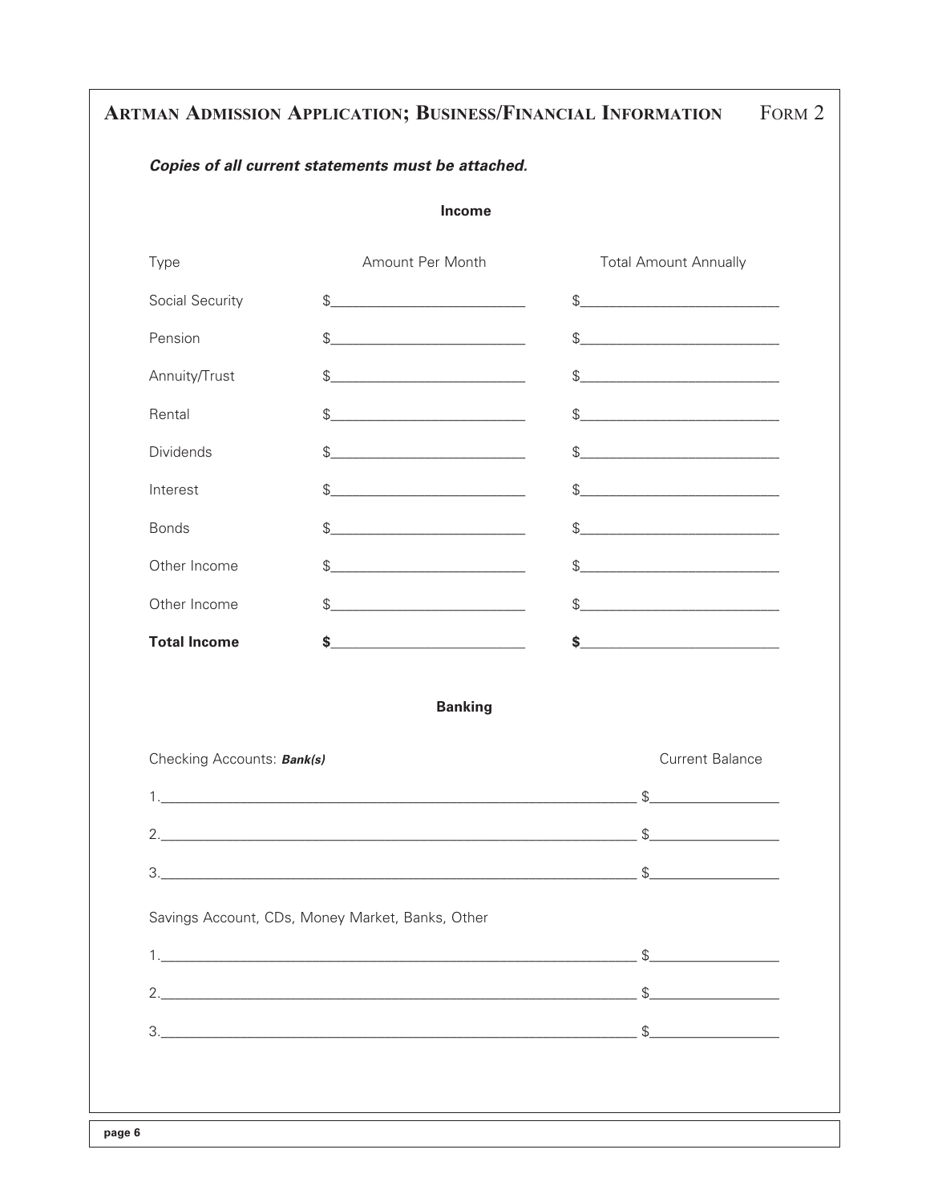## Artman Admission Application; Business/Financial Information — Form 2

***Copies of all current statements must be attached.***

### Income

| Type | Amount Per Month | Total Amount Annually |
|---|---|---|
| Social Security | $____________ | $____________ |
| Pension | $____________ | $____________ |
| Annuity/Trust | $____________ | $____________ |
| Rental | $____________ | $____________ |
| Dividends | $____________ | $____________ |
| Interest | $____________ | $____________ |
| Bonds | $____________ | $____________ |
| Other Income | $____________ | $____________ |
| Other Income | $____________ | $____________ |
| **Total Income** | **$____________** | **$____________** |

### Banking

| Checking Accounts: ***Bank(s)*** | Current Balance |
|---|---|
| 1.____________________________ | $____________ |
| 2.____________________________ | $____________ |
| 3.____________________________ | $____________ |

| Savings Account, CDs, Money Market, Banks, Other | |
|---|---|
| 1.____________________________ | $____________ |
| 2.____________________________ | $____________ |
| 3.____________________________ | $____________ |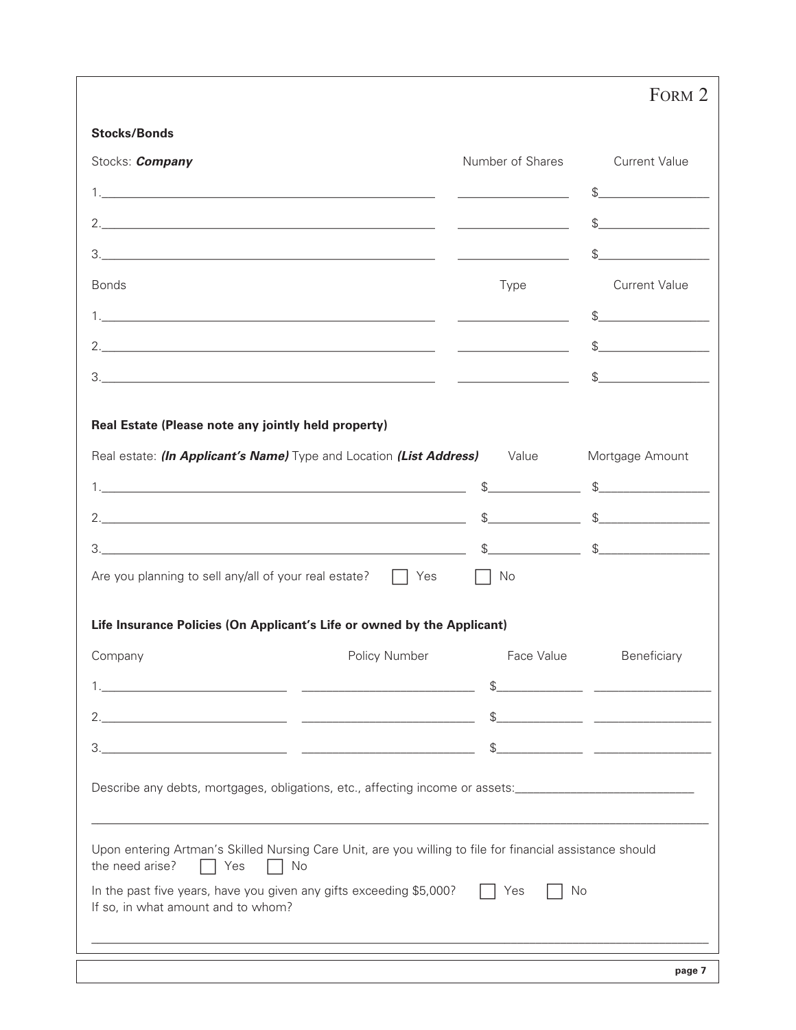FORM 2

**Stocks/Bonds**

| Stocks: ***Company*** | Number of Shares | Current Value |
|---|---|---|
| 1.\_\_\_\_\_\_\_\_\_\_\_\_\_\_\_\_\_\_\_\_ | \_\_\_\_\_\_\_\_\_\_ | $\_\_\_\_\_\_\_\_\_\_ |
| 2.\_\_\_\_\_\_\_\_\_\_\_\_\_\_\_\_\_\_\_\_ | \_\_\_\_\_\_\_\_\_\_ | $\_\_\_\_\_\_\_\_\_\_ |
| 3.\_\_\_\_\_\_\_\_\_\_\_\_\_\_\_\_\_\_\_\_ | \_\_\_\_\_\_\_\_\_\_ | $\_\_\_\_\_\_\_\_\_\_ |

| Bonds | Type | Current Value |
|---|---|---|
| 1.\_\_\_\_\_\_\_\_\_\_\_\_\_\_\_\_\_\_\_\_ | \_\_\_\_\_\_\_\_\_\_ | $\_\_\_\_\_\_\_\_\_\_ |
| 2.\_\_\_\_\_\_\_\_\_\_\_\_\_\_\_\_\_\_\_\_ | \_\_\_\_\_\_\_\_\_\_ | $\_\_\_\_\_\_\_\_\_\_ |
| 3.\_\_\_\_\_\_\_\_\_\_\_\_\_\_\_\_\_\_\_\_ | \_\_\_\_\_\_\_\_\_\_ | $\_\_\_\_\_\_\_\_\_\_ |

**Real Estate (Please note any jointly held property)**

| Real estate: ***(In Applicant's Name)*** Type and Location ***(List Address)*** | Value | Mortgage Amount |
|---|---|---|
| 1.\_\_\_\_\_\_\_\_\_\_\_\_\_\_\_\_\_\_\_\_ | $\_\_\_\_\_\_\_\_\_\_ | $\_\_\_\_\_\_\_\_\_\_ |
| 2.\_\_\_\_\_\_\_\_\_\_\_\_\_\_\_\_\_\_\_\_ | $\_\_\_\_\_\_\_\_\_\_ | $\_\_\_\_\_\_\_\_\_\_ |
| 3.\_\_\_\_\_\_\_\_\_\_\_\_\_\_\_\_\_\_\_\_ | $\_\_\_\_\_\_\_\_\_\_ | $\_\_\_\_\_\_\_\_\_\_ |

Are you planning to sell any/all of your real estate? ☐ Yes ☐ No

**Life Insurance Policies (On Applicant's Life or owned by the Applicant)**

| Company | Policy Number | Face Value | Beneficiary |
|---|---|---|---|
| 1.\_\_\_\_\_\_\_\_\_\_\_\_\_\_\_ | \_\_\_\_\_\_\_\_\_\_\_\_\_\_\_ | $\_\_\_\_\_\_\_\_\_\_ | \_\_\_\_\_\_\_\_\_\_ |
| 2.\_\_\_\_\_\_\_\_\_\_\_\_\_\_\_ | \_\_\_\_\_\_\_\_\_\_\_\_\_\_\_ | $\_\_\_\_\_\_\_\_\_\_ | \_\_\_\_\_\_\_\_\_\_ |
| 3.\_\_\_\_\_\_\_\_\_\_\_\_\_\_\_ | \_\_\_\_\_\_\_\_\_\_\_\_\_\_\_ | $\_\_\_\_\_\_\_\_\_\_ | \_\_\_\_\_\_\_\_\_\_ |

Describe any debts, mortgages, obligations, etc., affecting income or assets:\_\_\_\_\_\_\_\_\_\_\_\_\_\_\_\_\_\_\_\_

\_\_\_\_\_\_\_\_\_\_\_\_\_\_\_\_\_\_\_\_\_\_\_\_\_\_\_\_\_\_\_\_\_\_\_\_\_\_\_\_\_\_\_\_\_\_\_\_

Upon entering Artman's Skilled Nursing Care Unit, are you willing to file for financial assistance should the need arise? ☐ Yes ☐ No

In the past five years, have you given any gifts exceeding $5,000? ☐ Yes ☐ No
If so, in what amount and to whom?

\_\_\_\_\_\_\_\_\_\_\_\_\_\_\_\_\_\_\_\_\_\_\_\_\_\_\_\_\_\_\_\_\_\_\_\_\_\_\_\_\_\_\_\_\_\_\_\_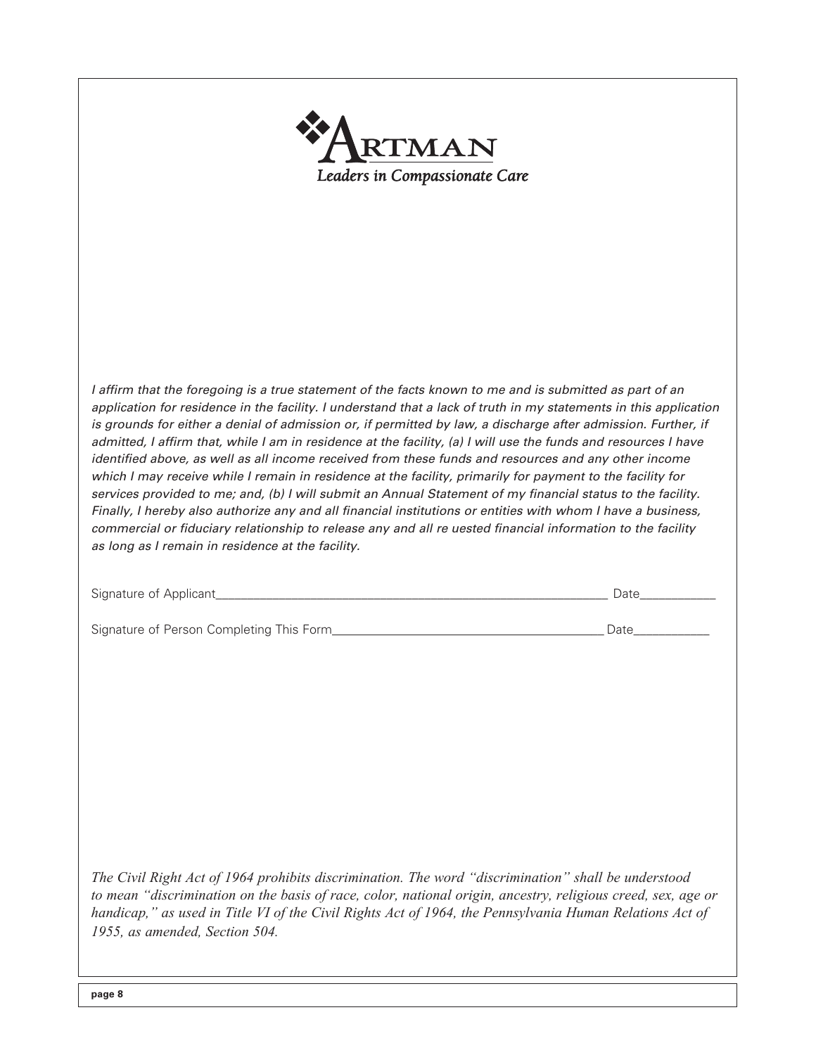**ARTMAN**

*Leaders in Compassionate Care*

*I affirm that the foregoing is a true statement of the facts known to me and is submitted as part of an application for residence in the facility. I understand that a lack of truth in my statements in this application is grounds for either a denial of admission or, if permitted by law, a discharge after admission. Further, if admitted, I affirm that, while I am in residence at the facility, (a) I will use the funds and resources I have identified above, as well as all income received from these funds and resources and any other income which I may receive while I remain in residence at the facility, primarily for payment to the facility for services provided to me; and, (b) I will submit an Annual Statement of my financial status to the facility. Finally, I hereby also authorize any and all financial institutions or entities with whom I have a business, commercial or fiduciary relationship to release any and all re uested financial information to the facility as long as I remain in residence at the facility.*

Signature of Applicant_______________________________________________ Date___________

Signature of Person Completing This Form________________________________ Date___________

*The Civil Right Act of 1964 prohibits discrimination. The word "discrimination" shall be understood to mean "discrimination on the basis of race, color, national origin, ancestry, religious creed, sex, age or handicap," as used in Title VI of the Civil Rights Act of 1964, the Pennsylvania Human Relations Act of 1955, as amended, Section 504.*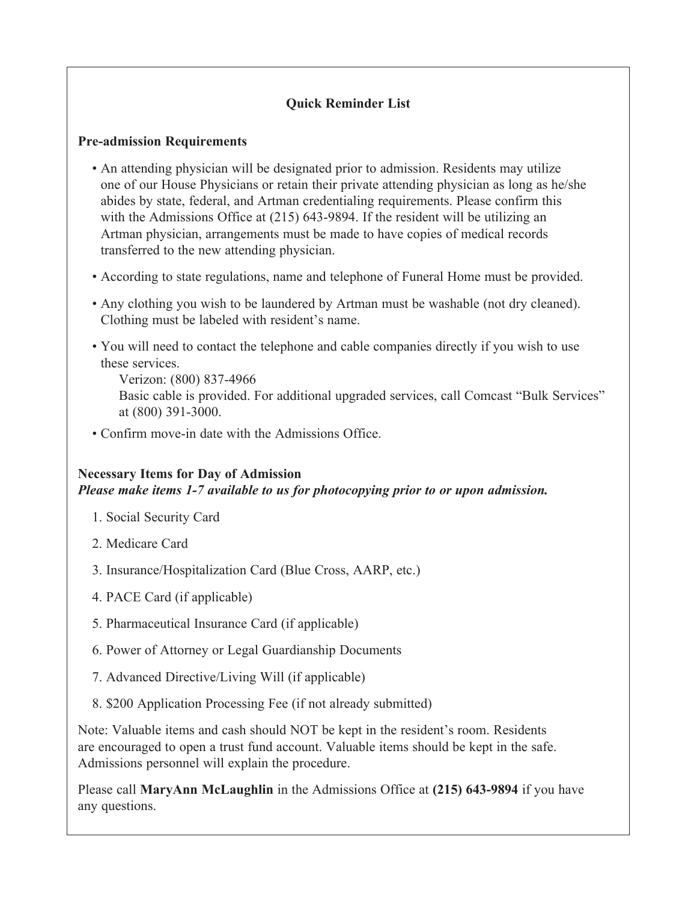## Quick Reminder List

### Pre-admission Requirements

- An attending physician will be designated prior to admission. Residents may utilize one of our House Physicians or retain their private attending physician as long as he/she abides by state, federal, and Artman credentialing requirements. Please confirm this with the Admissions Office at (215) 643-9894. If the resident will be utilizing an Artman physician, arrangements must be made to have copies of medical records transferred to the new attending physician.
- According to state regulations, name and telephone of Funeral Home must be provided.
- Any clothing you wish to be laundered by Artman must be washable (not dry cleaned). Clothing must be labeled with resident's name.
- You will need to contact the telephone and cable companies directly if you wish to use these services.
  Verizon: (800) 837-4966
  Basic cable is provided. For additional upgraded services, call Comcast "Bulk Services" at (800) 391-3000.
- Confirm move-in date with the Admissions Office.

### Necessary Items for Day of Admission

***Please make items 1-7 available to us for photocopying prior to or upon admission.***

1. Social Security Card
2. Medicare Card
3. Insurance/Hospitalization Card (Blue Cross, AARP, etc.)
4. PACE Card (if applicable)
5. Pharmaceutical Insurance Card (if applicable)
6. Power of Attorney or Legal Guardianship Documents
7. Advanced Directive/Living Will (if applicable)
8. $200 Application Processing Fee (if not already submitted)

Note: Valuable items and cash should NOT be kept in the resident's room. Residents are encouraged to open a trust fund account. Valuable items should be kept in the safe. Admissions personnel will explain the procedure.

Please call **MaryAnn McLaughlin** in the Admissions Office at **(215) 643-9894** if you have any questions.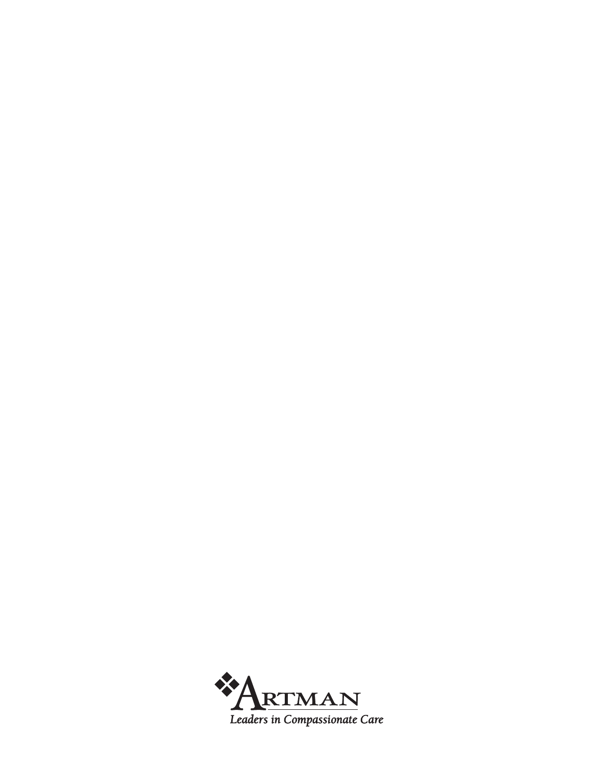ARTMAN

*Leaders in Compassionate Care*